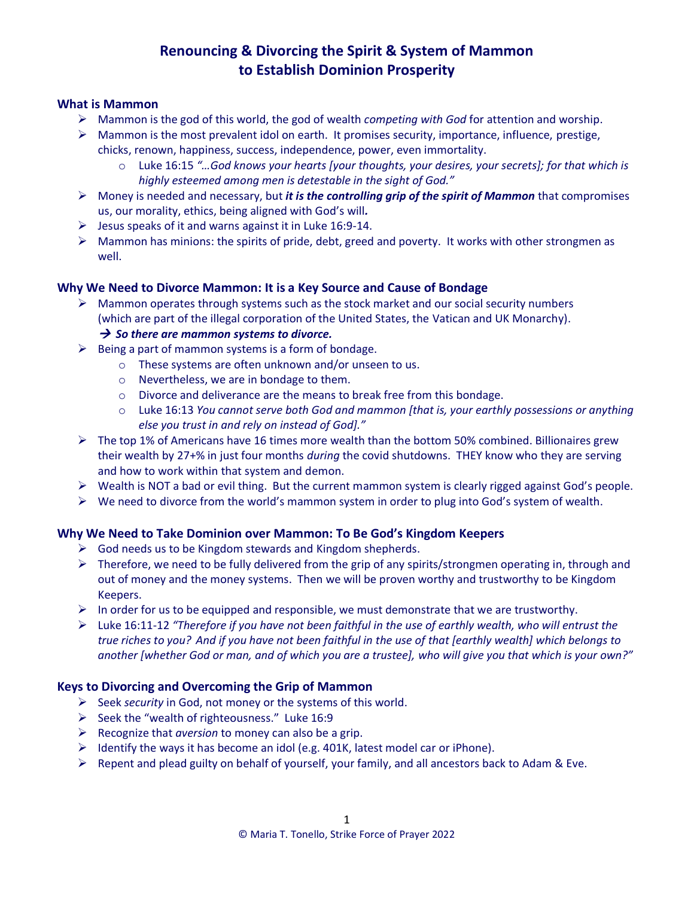# Renouncing & Divorcing the Spirit & System of Mammon to Establish Dominion Prosperity

## What is Mammon

- Mammon is the god of this world, the god of wealth *competing with God* for attention and worship.
- Mammon is the most prevalent idol on earth. It promises security, importance, influence, prestige, chicks, renown, happiness, success, independence, power, even immortality.
  - Luke 16:15 *"…God knows your hearts [your thoughts, your desires, your secrets]; for that which is highly esteemed among men is detestable in the sight of God."*
- Money is needed and necessary, but ***it is the controlling grip of the spirit of Mammon*** that compromises us, our morality, ethics, being aligned with God's will***.***
- Jesus speaks of it and warns against it in Luke 16:9-14.
- Mammon has minions: the spirits of pride, debt, greed and poverty. It works with other strongmen as well.

## Why We Need to Divorce Mammon: It is a Key Source and Cause of Bondage

- Mammon operates through systems such as the stock market and our social security numbers (which are part of the illegal corporation of the United States, the Vatican and UK Monarchy).
  ***→ So there are mammon systems to divorce.***
- Being a part of mammon systems is a form of bondage.
  - These systems are often unknown and/or unseen to us.
  - Nevertheless, we are in bondage to them.
  - Divorce and deliverance are the means to break free from this bondage.
  - Luke 16:13 *You cannot serve both God and mammon [that is, your earthly possessions or anything else you trust in and rely on instead of God]."*
- The top 1% of Americans have 16 times more wealth than the bottom 50% combined. Billionaires grew their wealth by 27+% in just four months *during* the covid shutdowns. THEY know who they are serving and how to work within that system and demon.
- Wealth is NOT a bad or evil thing. But the current mammon system is clearly rigged against God's people.
- We need to divorce from the world's mammon system in order to plug into God's system of wealth.

## Why We Need to Take Dominion over Mammon: To Be God's Kingdom Keepers

- God needs us to be Kingdom stewards and Kingdom shepherds.
- Therefore, we need to be fully delivered from the grip of any spirits/strongmen operating in, through and out of money and the money systems. Then we will be proven worthy and trustworthy to be Kingdom Keepers.
- In order for us to be equipped and responsible, we must demonstrate that we are trustworthy.
- Luke 16:11-12 *"Therefore if you have not been faithful in the use of earthly wealth, who will entrust the true riches to you? And if you have not been faithful in the use of that [earthly wealth] which belongs to another [whether God or man, and of which you are a trustee], who will give you that which is your own?"*

## Keys to Divorcing and Overcoming the Grip of Mammon

- Seek *security* in God, not money or the systems of this world.
- Seek the "wealth of righteousness." Luke 16:9
- Recognize that *aversion* to money can also be a grip.
- Identify the ways it has become an idol (e.g. 401K, latest model car or iPhone).
- Repent and plead guilty on behalf of yourself, your family, and all ancestors back to Adam & Eve.

© Maria T. Tonello, Strike Force of Prayer 2022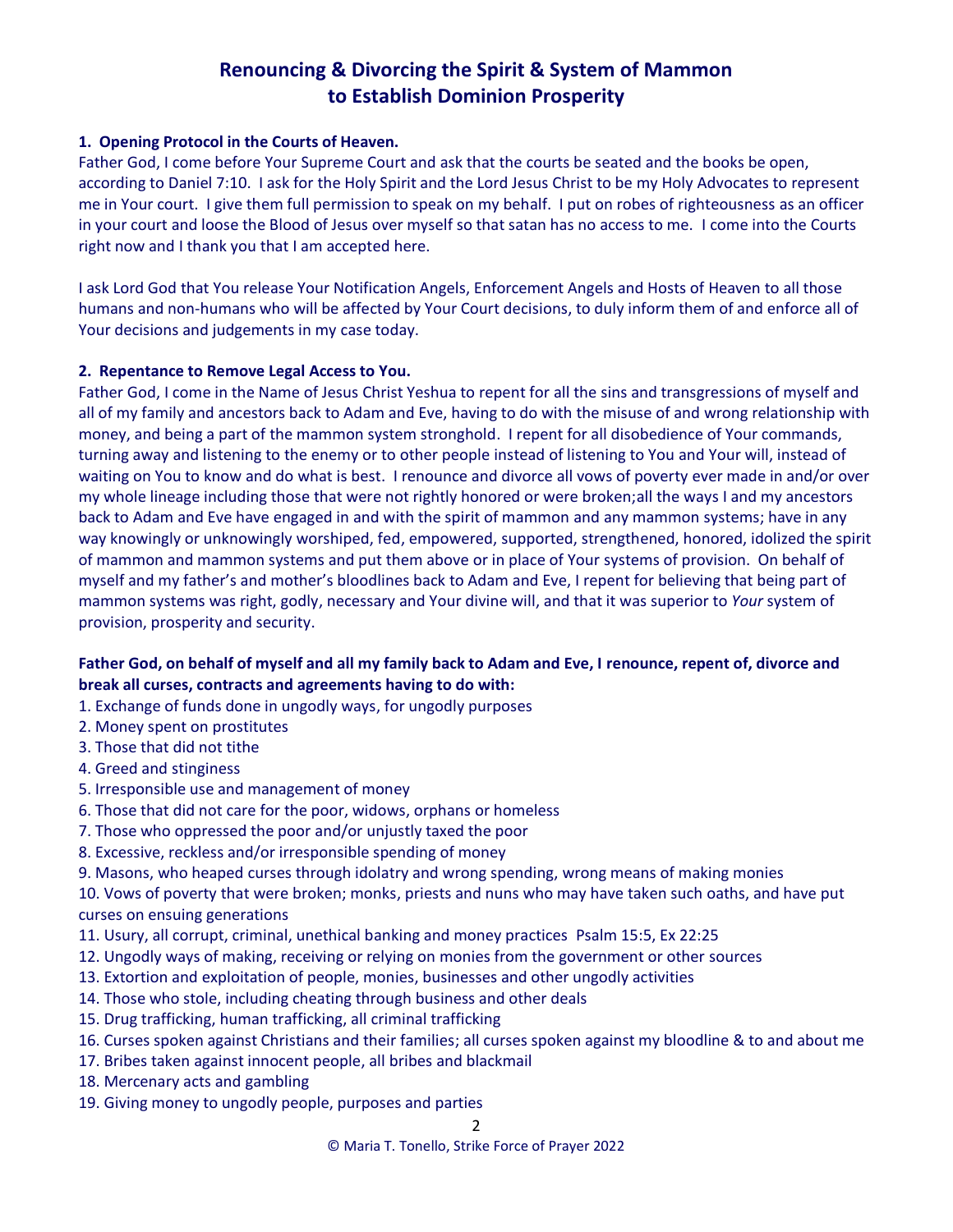# Renouncing & Divorcing the Spirit & System of Mammon to Establish Dominion Prosperity

**1. Opening Protocol in the Courts of Heaven.**

Father God, I come before Your Supreme Court and ask that the courts be seated and the books be open, according to Daniel 7:10. I ask for the Holy Spirit and the Lord Jesus Christ to be my Holy Advocates to represent me in Your court. I give them full permission to speak on my behalf. I put on robes of righteousness as an officer in your court and loose the Blood of Jesus over myself so that satan has no access to me. I come into the Courts right now and I thank you that I am accepted here.

I ask Lord God that You release Your Notification Angels, Enforcement Angels and Hosts of Heaven to all those humans and non-humans who will be affected by Your Court decisions, to duly inform them of and enforce all of Your decisions and judgements in my case today.

**2. Repentance to Remove Legal Access to You.**

Father God, I come in the Name of Jesus Christ Yeshua to repent for all the sins and transgressions of myself and all of my family and ancestors back to Adam and Eve, having to do with the misuse of and wrong relationship with money, and being a part of the mammon system stronghold. I repent for all disobedience of Your commands, turning away and listening to the enemy or to other people instead of listening to You and Your will, instead of waiting on You to know and do what is best. I renounce and divorce all vows of poverty ever made in and/or over my whole lineage including those that were not rightly honored or were broken;all the ways I and my ancestors back to Adam and Eve have engaged in and with the spirit of mammon and any mammon systems; have in any way knowingly or unknowingly worshiped, fed, empowered, supported, strengthened, honored, idolized the spirit of mammon and mammon systems and put them above or in place of Your systems of provision. On behalf of myself and my father's and mother's bloodlines back to Adam and Eve, I repent for believing that being part of mammon systems was right, godly, necessary and Your divine will, and that it was superior to *Your* system of provision, prosperity and security.

**Father God, on behalf of myself and all my family back to Adam and Eve, I renounce, repent of, divorce and break all curses, contracts and agreements having to do with:**

1. Exchange of funds done in ungodly ways, for ungodly purposes
2. Money spent on prostitutes
3. Those that did not tithe
4. Greed and stinginess
5. Irresponsible use and management of money
6. Those that did not care for the poor, widows, orphans or homeless
7. Those who oppressed the poor and/or unjustly taxed the poor
8. Excessive, reckless and/or irresponsible spending of money
9. Masons, who heaped curses through idolatry and wrong spending, wrong means of making monies
10. Vows of poverty that were broken; monks, priests and nuns who may have taken such oaths, and have put curses on ensuing generations
11. Usury, all corrupt, criminal, unethical banking and money practices Psalm 15:5, Ex 22:25
12. Ungodly ways of making, receiving or relying on monies from the government or other sources
13. Extortion and exploitation of people, monies, businesses and other ungodly activities
14. Those who stole, including cheating through business and other deals
15. Drug trafficking, human trafficking, all criminal trafficking
16. Curses spoken against Christians and their families; all curses spoken against my bloodline & to and about me
17. Bribes taken against innocent people, all bribes and blackmail
18. Mercenary acts and gambling
19. Giving money to ungodly people, purposes and parties

© Maria T. Tonello, Strike Force of Prayer 2022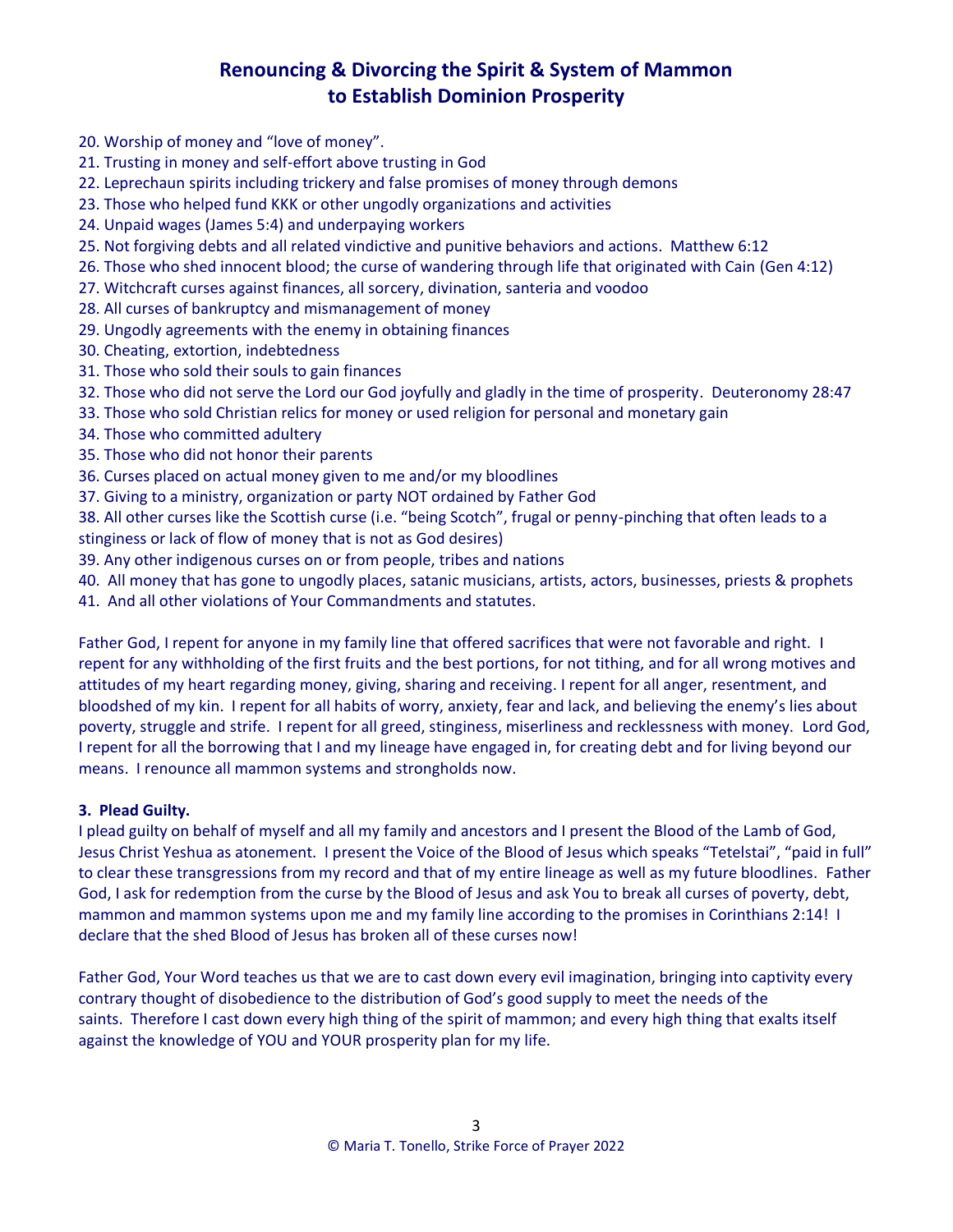## Renouncing & Divorcing the Spirit & System of Mammon to Establish Dominion Prosperity

20. Worship of money and "love of money".
21. Trusting in money and self-effort above trusting in God
22. Leprechaun spirits including trickery and false promises of money through demons
23. Those who helped fund KKK or other ungodly organizations and activities
24. Unpaid wages (James 5:4) and underpaying workers
25. Not forgiving debts and all related vindictive and punitive behaviors and actions. Matthew 6:12
26. Those who shed innocent blood; the curse of wandering through life that originated with Cain (Gen 4:12)
27. Witchcraft curses against finances, all sorcery, divination, santeria and voodoo
28. All curses of bankruptcy and mismanagement of money
29. Ungodly agreements with the enemy in obtaining finances
30. Cheating, extortion, indebtedness
31. Those who sold their souls to gain finances
32. Those who did not serve the Lord our God joyfully and gladly in the time of prosperity. Deuteronomy 28:47
33. Those who sold Christian relics for money or used religion for personal and monetary gain
34. Those who committed adultery
35. Those who did not honor their parents
36. Curses placed on actual money given to me and/or my bloodlines
37. Giving to a ministry, organization or party NOT ordained by Father God
38. All other curses like the Scottish curse (i.e. "being Scotch", frugal or penny-pinching that often leads to a stinginess or lack of flow of money that is not as God desires)
39. Any other indigenous curses on or from people, tribes and nations
40. All money that has gone to ungodly places, satanic musicians, artists, actors, businesses, priests & prophets
41. And all other violations of Your Commandments and statutes.

Father God, I repent for anyone in my family line that offered sacrifices that were not favorable and right. I repent for any withholding of the first fruits and the best portions, for not tithing, and for all wrong motives and attitudes of my heart regarding money, giving, sharing and receiving. I repent for all anger, resentment, and bloodshed of my kin. I repent for all habits of worry, anxiety, fear and lack, and believing the enemy's lies about poverty, struggle and strife. I repent for all greed, stinginess, miserliness and recklessness with money. Lord God, I repent for all the borrowing that I and my lineage have engaged in, for creating debt and for living beyond our means. I renounce all mammon systems and strongholds now.

**3. Plead Guilty.**

I plead guilty on behalf of myself and all my family and ancestors and I present the Blood of the Lamb of God, Jesus Christ Yeshua as atonement. I present the Voice of the Blood of Jesus which speaks "Tetelstai", "paid in full" to clear these transgressions from my record and that of my entire lineage as well as my future bloodlines. Father God, I ask for redemption from the curse by the Blood of Jesus and ask You to break all curses of poverty, debt, mammon and mammon systems upon me and my family line according to the promises in Corinthians 2:14! I declare that the shed Blood of Jesus has broken all of these curses now!

Father God, Your Word teaches us that we are to cast down every evil imagination, bringing into captivity every contrary thought of disobedience to the distribution of God's good supply to meet the needs of the saints. Therefore I cast down every high thing of the spirit of mammon; and every high thing that exalts itself against the knowledge of YOU and YOUR prosperity plan for my life.

© Maria T. Tonello, Strike Force of Prayer 2022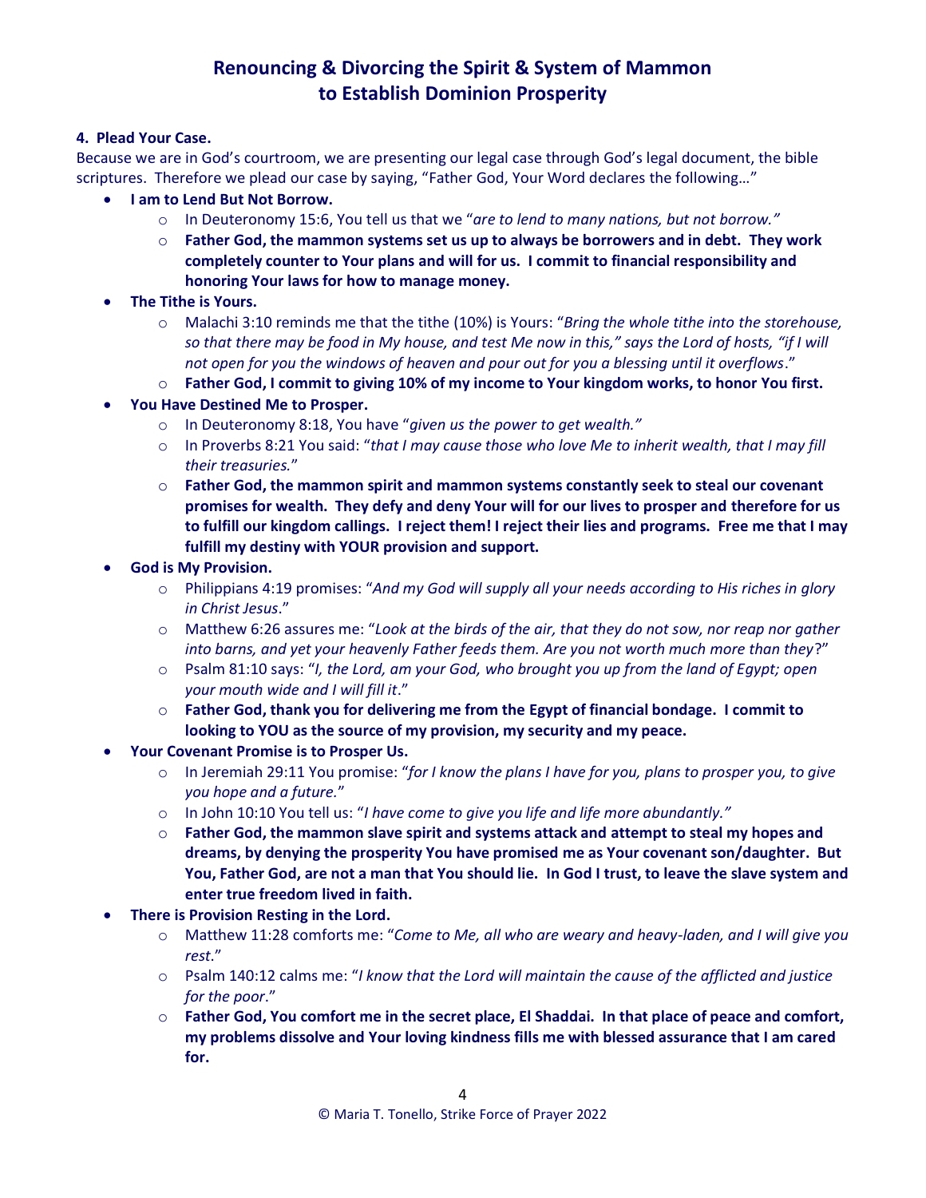# Renouncing & Divorcing the Spirit & System of Mammon to Establish Dominion Prosperity

**4. Plead Your Case.**

Because we are in God's courtroom, we are presenting our legal case through God's legal document, the bible scriptures. Therefore we plead our case by saying, "Father God, Your Word declares the following…"

- **I am to Lend But Not Borrow.**
  - In Deuteronomy 15:6, You tell us that we "*are to lend to many nations, but not borrow.*"
  - **Father God, the mammon systems set us up to always be borrowers and in debt. They work completely counter to Your plans and will for us. I commit to financial responsibility and honoring Your laws for how to manage money.**
- **The Tithe is Yours.**
  - Malachi 3:10 reminds me that the tithe (10%) is Yours: "*Bring the whole tithe into the storehouse, so that there may be food in My house, and test Me now in this," says the Lord of hosts, "if I will not open for you the windows of heaven and pour out for you a blessing until it overflows*."
  - **Father God, I commit to giving 10% of my income to Your kingdom works, to honor You first.**
- **You Have Destined Me to Prosper.**
  - In Deuteronomy 8:18, You have "*given us the power to get wealth.*"
  - In Proverbs 8:21 You said: "*that I may cause those who love Me to inherit wealth, that I may fill their treasuries.*"
  - **Father God, the mammon spirit and mammon systems constantly seek to steal our covenant promises for wealth. They defy and deny Your will for our lives to prosper and therefore for us to fulfill our kingdom callings. I reject them! I reject their lies and programs. Free me that I may fulfill my destiny with YOUR provision and support.**
- **God is My Provision.**
  - Philippians 4:19 promises: "*And my God will supply all your needs according to His riches in glory in Christ Jesus*."
  - Matthew 6:26 assures me: "*Look at the birds of the air, that they do not sow, nor reap nor gather into barns, and yet your heavenly Father feeds them. Are you not worth much more than they*?"
  - Psalm 81:10 says: "*I, the Lord, am your God, who brought you up from the land of Egypt; open your mouth wide and I will fill it*."
  - **Father God, thank you for delivering me from the Egypt of financial bondage. I commit to looking to YOU as the source of my provision, my security and my peace.**
- **Your Covenant Promise is to Prosper Us.**
  - In Jeremiah 29:11 You promise: "*for I know the plans I have for you, plans to prosper you, to give you hope and a future.*"
  - In John 10:10 You tell us: "*I have come to give you life and life more abundantly.*"
  - **Father God, the mammon slave spirit and systems attack and attempt to steal my hopes and dreams, by denying the prosperity You have promised me as Your covenant son/daughter. But You, Father God, are not a man that You should lie. In God I trust, to leave the slave system and enter true freedom lived in faith.**
- **There is Provision Resting in the Lord.**
  - Matthew 11:28 comforts me: "*Come to Me, all who are weary and heavy-laden, and I will give you rest.*"
  - Psalm 140:12 calms me: "*I know that the Lord will maintain the cause of the afflicted and justice for the poor*."
  - **Father God, You comfort me in the secret place, El Shaddai. In that place of peace and comfort, my problems dissolve and Your loving kindness fills me with blessed assurance that I am cared for.**

© Maria T. Tonello, Strike Force of Prayer 2022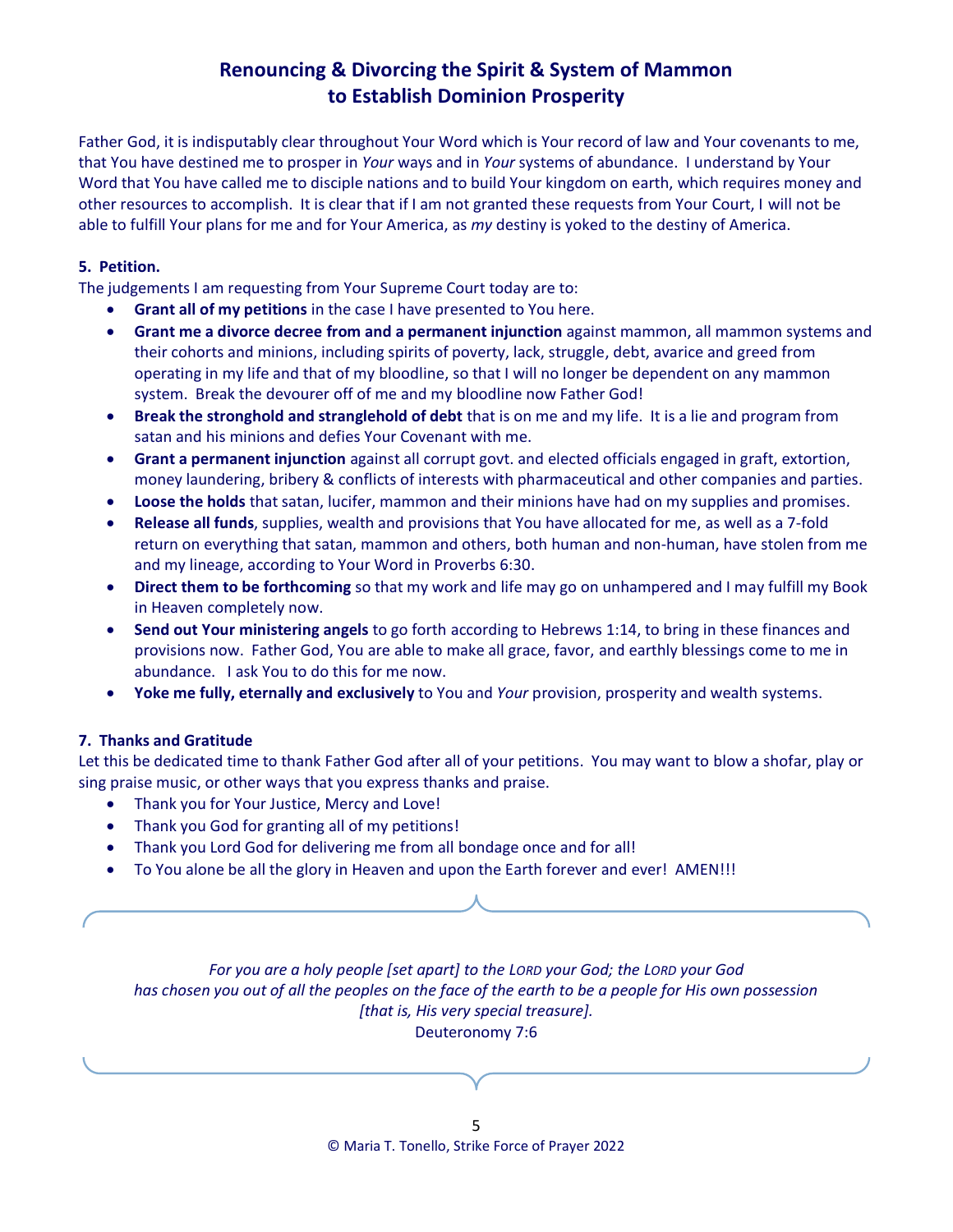# Renouncing & Divorcing the Spirit & System of Mammon to Establish Dominion Prosperity

Father God, it is indisputably clear throughout Your Word which is Your record of law and Your covenants to me, that You have destined me to prosper in *Your* ways and in *Your* systems of abundance. I understand by Your Word that You have called me to disciple nations and to build Your kingdom on earth, which requires money and other resources to accomplish. It is clear that if I am not granted these requests from Your Court, I will not be able to fulfill Your plans for me and for Your America, as *my* destiny is yoked to the destiny of America.

**5. Petition.**

The judgements I am requesting from Your Supreme Court today are to:

- **Grant all of my petitions** in the case I have presented to You here.
- **Grant me a divorce decree from and a permanent injunction** against mammon, all mammon systems and their cohorts and minions, including spirits of poverty, lack, struggle, debt, avarice and greed from operating in my life and that of my bloodline, so that I will no longer be dependent on any mammon system. Break the devourer off of me and my bloodline now Father God!
- **Break the stronghold and stranglehold of debt** that is on me and my life. It is a lie and program from satan and his minions and defies Your Covenant with me.
- **Grant a permanent injunction** against all corrupt govt. and elected officials engaged in graft, extortion, money laundering, bribery & conflicts of interests with pharmaceutical and other companies and parties.
- **Loose the holds** that satan, lucifer, mammon and their minions have had on my supplies and promises.
- **Release all funds**, supplies, wealth and provisions that You have allocated for me, as well as a 7-fold return on everything that satan, mammon and others, both human and non-human, have stolen from me and my lineage, according to Your Word in Proverbs 6:30.
- **Direct them to be forthcoming** so that my work and life may go on unhampered and I may fulfill my Book in Heaven completely now.
- **Send out Your ministering angels** to go forth according to Hebrews 1:14, to bring in these finances and provisions now. Father God, You are able to make all grace, favor, and earthly blessings come to me in abundance. I ask You to do this for me now.
- **Yoke me fully, eternally and exclusively** to You and *Your* provision, prosperity and wealth systems.

**7. Thanks and Gratitude**

Let this be dedicated time to thank Father God after all of your petitions. You may want to blow a shofar, play or sing praise music, or other ways that you express thanks and praise.

- Thank you for Your Justice, Mercy and Love!
- Thank you God for granting all of my petitions!
- Thank you Lord God for delivering me from all bondage once and for all!
- To You alone be all the glory in Heaven and upon the Earth forever and ever! AMEN!!!

*For you are a holy people [set apart] to the LORD your God; the LORD your God has chosen you out of all the peoples on the face of the earth to be a people for His own possession [that is, His very special treasure].*

Deuteronomy 7:6

© Maria T. Tonello, Strike Force of Prayer 2022